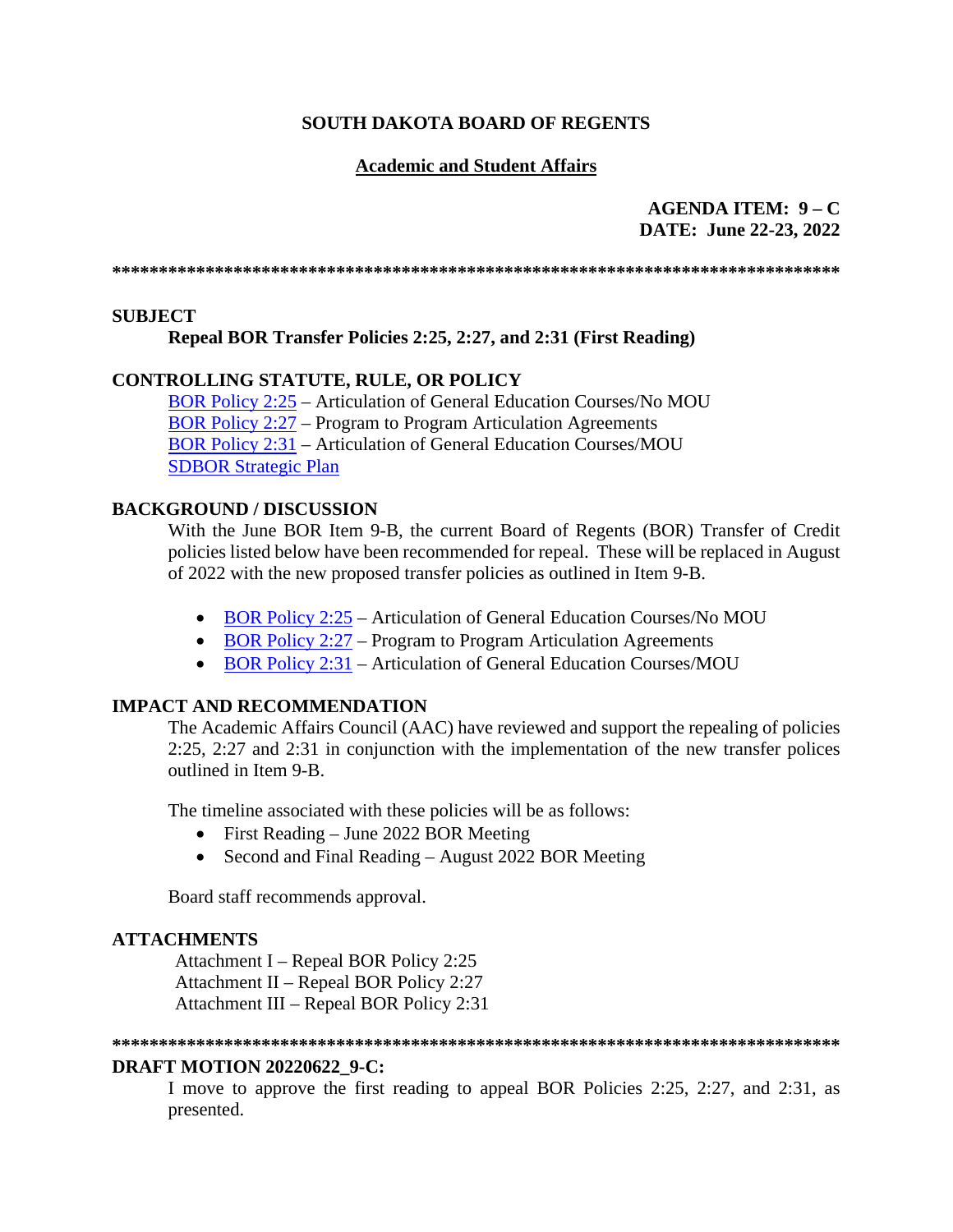**SOUTH DAKOTA BOARD OF REGENTS**

**Academic and Student Affairs**

**AGENDA ITEM: 9 – C**
**DATE: June 22-23, 2022**

******************************************************************************

## SUBJECT

**Repeal BOR Transfer Policies 2:25, 2:27, and 2:31 (First Reading)**

## CONTROLLING STATUTE, RULE, OR POLICY

BOR Policy 2:25 – Articulation of General Education Courses/No MOU
BOR Policy 2:27 – Program to Program Articulation Agreements
BOR Policy 2:31 – Articulation of General Education Courses/MOU
SDBOR Strategic Plan

## BACKGROUND / DISCUSSION

With the June BOR Item 9-B, the current Board of Regents (BOR) Transfer of Credit policies listed below have been recommended for repeal. These will be replaced in August of 2022 with the new proposed transfer policies as outlined in Item 9-B.

- BOR Policy 2:25 – Articulation of General Education Courses/No MOU
- BOR Policy 2:27 – Program to Program Articulation Agreements
- BOR Policy 2:31 – Articulation of General Education Courses/MOU

## IMPACT AND RECOMMENDATION

The Academic Affairs Council (AAC) have reviewed and support the repealing of policies 2:25, 2:27 and 2:31 in conjunction with the implementation of the new transfer polices outlined in Item 9-B.

The timeline associated with these policies will be as follows:

- First Reading – June 2022 BOR Meeting
- Second and Final Reading – August 2022 BOR Meeting

Board staff recommends approval.

## ATTACHMENTS

Attachment I – Repeal BOR Policy 2:25
Attachment II – Repeal BOR Policy 2:27
Attachment III – Repeal BOR Policy 2:31

******************************************************************************

## DRAFT MOTION 20220622_9-C:

I move to approve the first reading to appeal BOR Policies 2:25, 2:27, and 2:31, as presented.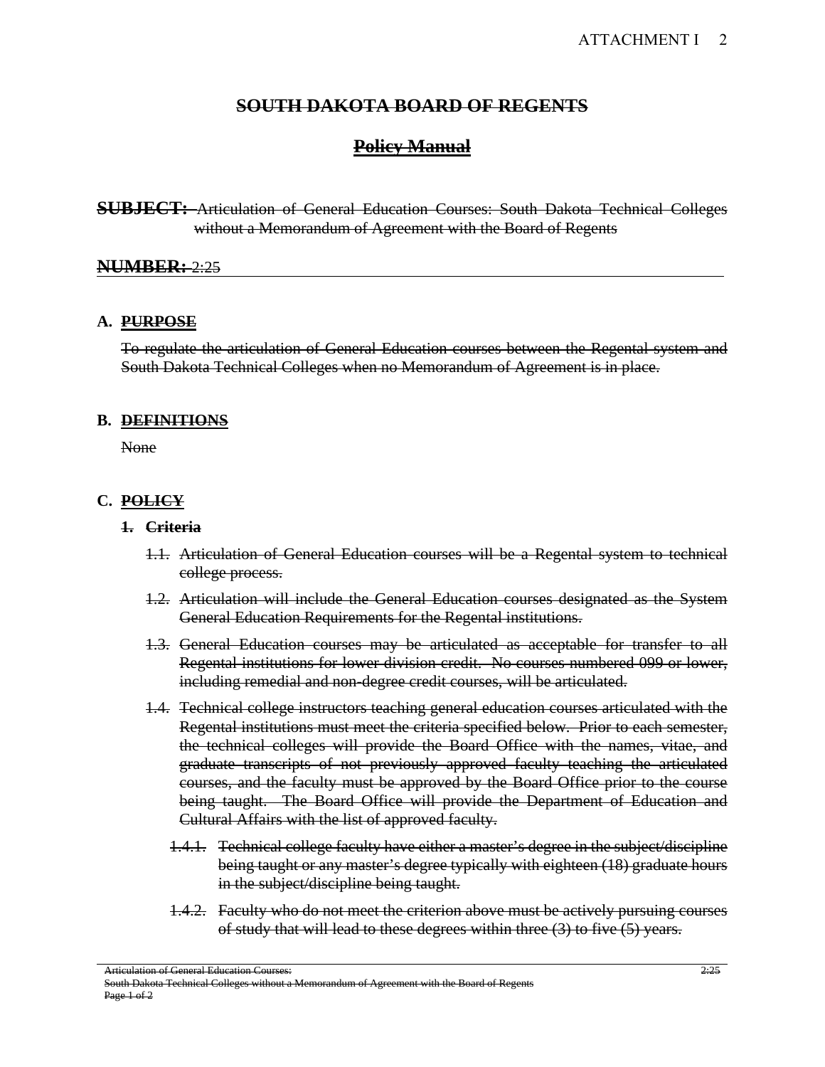# ~~SOUTH DAKOTA BOARD OF REGENTS~~

## ~~Policy Manual~~

**~~SUBJECT:~~** ~~Articulation of General Education Courses: South Dakota Technical Colleges without a Memorandum of Agreement with the Board of Regents~~

**~~NUMBER:~~** ~~2:25~~

---

### A. ~~PURPOSE~~

~~To regulate the articulation of General Education courses between the Regental system and South Dakota Technical Colleges when no Memorandum of Agreement is in place.~~

### B. ~~DEFINITIONS~~

~~None~~

### C. ~~POLICY~~

**~~1. Criteria~~**

~~1.1. Articulation of General Education courses will be a Regental system to technical college process.~~

~~1.2. Articulation will include the General Education courses designated as the System General Education Requirements for the Regental institutions.~~

~~1.3. General Education courses may be articulated as acceptable for transfer to all Regental institutions for lower division credit. No courses numbered 099 or lower, including remedial and non-degree credit courses, will be articulated.~~

~~1.4. Technical college instructors teaching general education courses articulated with the Regental institutions must meet the criteria specified below. Prior to each semester, the technical colleges will provide the Board Office with the names, vitae, and graduate transcripts of not previously approved faculty teaching the articulated courses, and the faculty must be approved by the Board Office prior to the course being taught. The Board Office will provide the Department of Education and Cultural Affairs with the list of approved faculty.~~

~~1.4.1. Technical college faculty have either a master's degree in the subject/discipline being taught or any master's degree typically with eighteen (18) graduate hours in the subject/discipline being taught.~~

~~1.4.2. Faculty who do not meet the criterion above must be actively pursuing courses of study that will lead to these degrees within three (3) to five (5) years.~~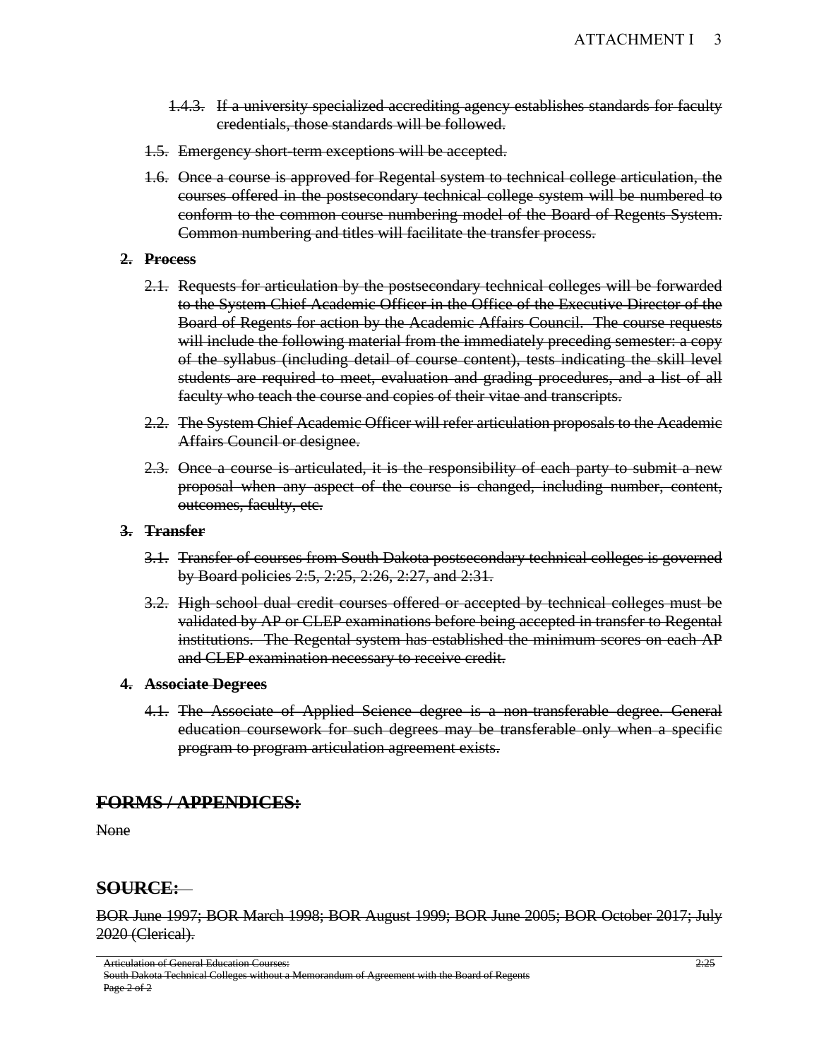1.4.3. If a university specialized accrediting agency establishes standards for faculty credentials, those standards will be followed.

1.5. Emergency short-term exceptions will be accepted.

1.6. Once a course is approved for Regental system to technical college articulation, the courses offered in the postsecondary technical college system will be numbered to conform to the common course numbering model of the Board of Regents System. Common numbering and titles will facilitate the transfer process.

**2. Process**

2.1. Requests for articulation by the postsecondary technical colleges will be forwarded to the System Chief Academic Officer in the Office of the Executive Director of the Board of Regents for action by the Academic Affairs Council. The course requests will include the following material from the immediately preceding semester: a copy of the syllabus (including detail of course content), tests indicating the skill level students are required to meet, evaluation and grading procedures, and a list of all faculty who teach the course and copies of their vitae and transcripts.

2.2. The System Chief Academic Officer will refer articulation proposals to the Academic Affairs Council or designee.

2.3. Once a course is articulated, it is the responsibility of each party to submit a new proposal when any aspect of the course is changed, including number, content, outcomes, faculty, etc.

**3. Transfer**

3.1. Transfer of courses from South Dakota postsecondary technical colleges is governed by Board policies 2:5, 2:25, 2:26, 2:27, and 2:31.

3.2. High school dual credit courses offered or accepted by technical colleges must be validated by AP or CLEP examinations before being accepted in transfer to Regental institutions. The Regental system has established the minimum scores on each AP and CLEP examination necessary to receive credit.

**4. Associate Degrees**

4.1. The Associate of Applied Science degree is a non-transferable degree. General education coursework for such degrees may be transferable only when a specific program to program articulation agreement exists.

## FORMS / APPENDICES:

None

## SOURCE:

BOR June 1997; BOR March 1998; BOR August 1999; BOR June 2005; BOR October 2017; July 2020 (Clerical).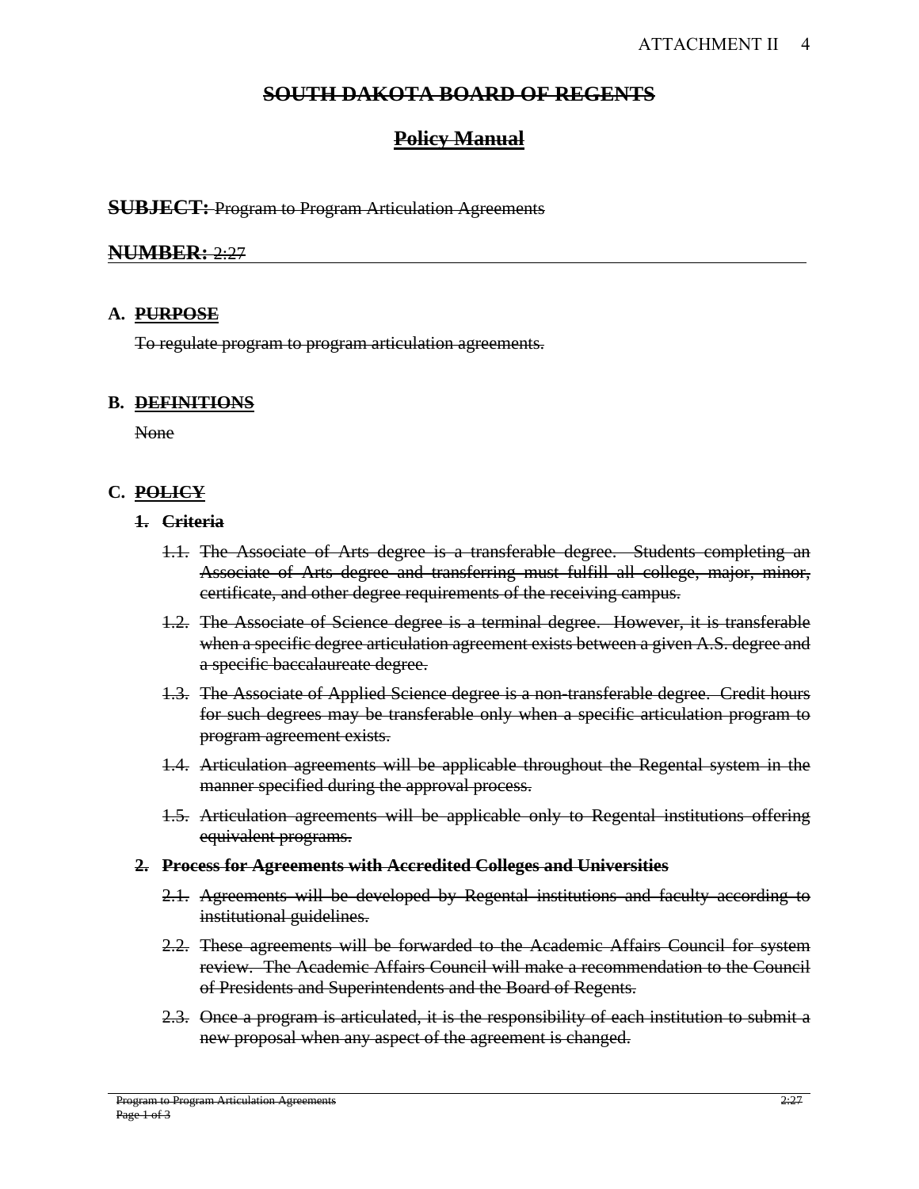# ~~SOUTH DAKOTA BOARD OF REGENTS~~

## ~~Policy Manual~~

**~~SUBJECT:~~** ~~Program to Program Articulation Agreements~~

**~~NUMBER:~~** ~~2:27~~

### A. ~~PURPOSE~~

~~To regulate program to program articulation agreements.~~

### B. ~~DEFINITIONS~~

~~None~~

### C. ~~POLICY~~

**~~1. Criteria~~**

~~1.1. The Associate of Arts degree is a transferable degree. Students completing an Associate of Arts degree and transferring must fulfill all college, major, minor, certificate, and other degree requirements of the receiving campus.~~

~~1.2. The Associate of Science degree is a terminal degree. However, it is transferable when a specific degree articulation agreement exists between a given A.S. degree and a specific baccalaureate degree.~~

~~1.3. The Associate of Applied Science degree is a non-transferable degree. Credit hours for such degrees may be transferable only when a specific articulation program to program agreement exists.~~

~~1.4. Articulation agreements will be applicable throughout the Regental system in the manner specified during the approval process.~~

~~1.5. Articulation agreements will be applicable only to Regental institutions offering equivalent programs.~~

**~~2. Process for Agreements with Accredited Colleges and Universities~~**

~~2.1. Agreements will be developed by Regental institutions and faculty according to institutional guidelines.~~

~~2.2. These agreements will be forwarded to the Academic Affairs Council for system review. The Academic Affairs Council will make a recommendation to the Council of Presidents and Superintendents and the Board of Regents.~~

~~2.3. Once a program is articulated, it is the responsibility of each institution to submit a new proposal when any aspect of the agreement is changed.~~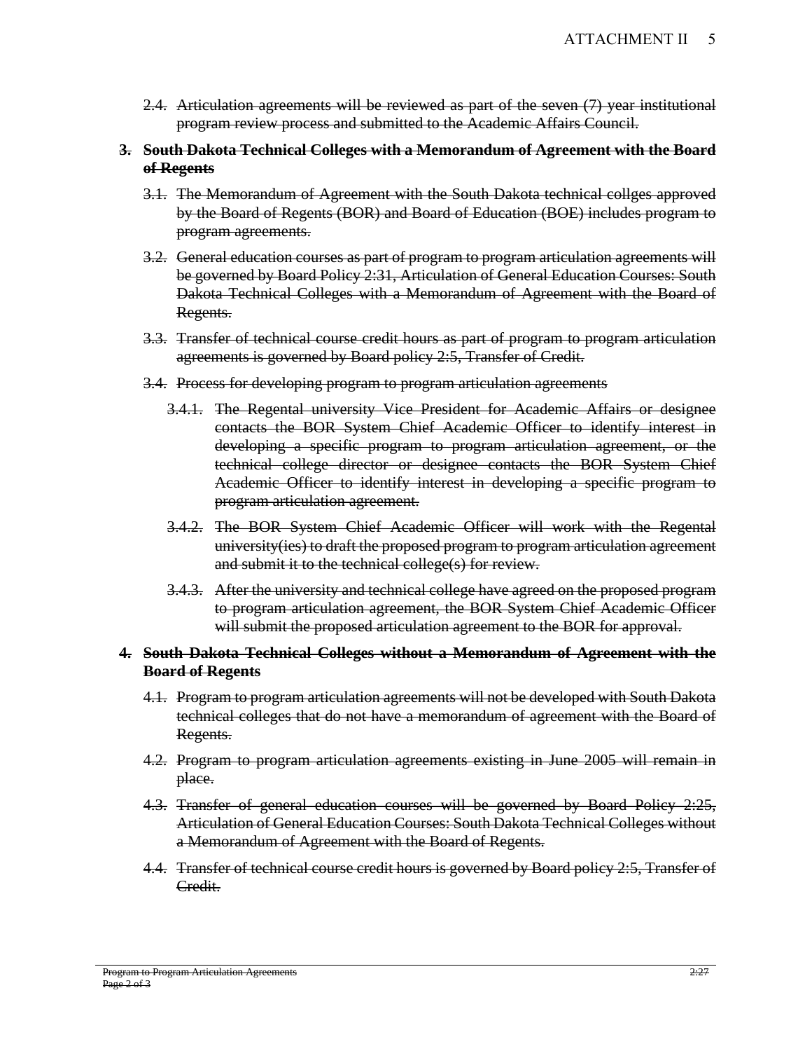~~2.4. Articulation agreements will be reviewed as part of the seven (7) year institutional program review process and submitted to the Academic Affairs Council.~~

**~~3. South Dakota Technical Colleges with a Memorandum of Agreement with the Board of Regents~~**

~~3.1. The Memorandum of Agreement with the South Dakota technical collges approved by the Board of Regents (BOR) and Board of Education (BOE) includes program to program agreements.~~

~~3.2. General education courses as part of program to program articulation agreements will be governed by Board Policy 2:31, Articulation of General Education Courses: South Dakota Technical Colleges with a Memorandum of Agreement with the Board of Regents.~~

~~3.3. Transfer of technical course credit hours as part of program to program articulation agreements is governed by Board policy 2:5, Transfer of Credit.~~

~~3.4. Process for developing program to program articulation agreements~~

~~3.4.1. The Regental university Vice President for Academic Affairs or designee contacts the BOR System Chief Academic Officer to identify interest in developing a specific program to program articulation agreement, or the technical college director or designee contacts the BOR System Chief Academic Officer to identify interest in developing a specific program to program articulation agreement.~~

~~3.4.2. The BOR System Chief Academic Officer will work with the Regental university(ies) to draft the proposed program to program articulation agreement and submit it to the technical college(s) for review.~~

~~3.4.3. After the university and technical college have agreed on the proposed program to program articulation agreement, the BOR System Chief Academic Officer will submit the proposed articulation agreement to the BOR for approval.~~

**~~4. South Dakota Technical Colleges without a Memorandum of Agreement with the Board of Regents~~**

~~4.1. Program to program articulation agreements will not be developed with South Dakota technical colleges that do not have a memorandum of agreement with the Board of Regents.~~

~~4.2. Program to program articulation agreements existing in June 2005 will remain in place.~~

~~4.3. Transfer of general education courses will be governed by Board Policy 2:25, Articulation of General Education Courses: South Dakota Technical Colleges without a Memorandum of Agreement with the Board of Regents.~~

~~4.4. Transfer of technical course credit hours is governed by Board policy 2:5, Transfer of Credit.~~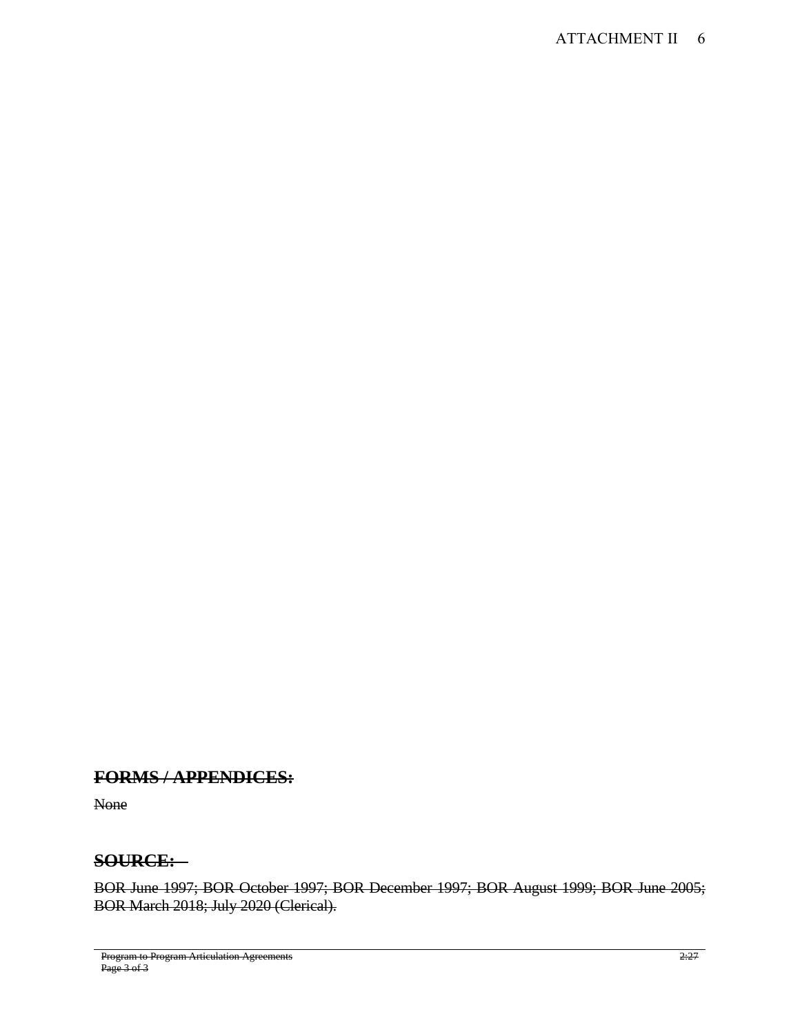## ~~FORMS / APPENDICES:~~

~~None~~

## ~~SOURCE:~~

~~BOR June 1997; BOR October 1997; BOR December 1997; BOR August 1999; BOR June 2005; BOR March 2018; July 2020 (Clerical).~~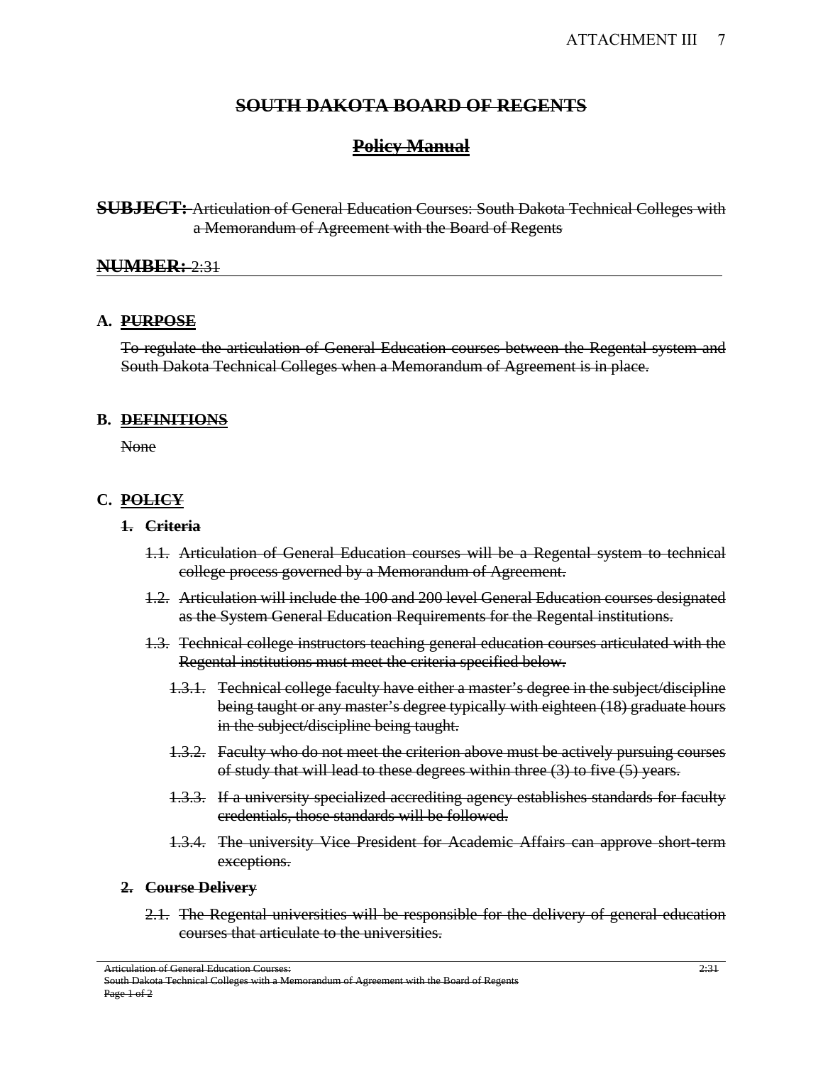# SOUTH DAKOTA BOARD OF REGENTS

## Policy Manual

**SUBJECT:** ~~Articulation of General Education Courses: South Dakota Technical Colleges with a Memorandum of Agreement with the Board of Regents~~

**NUMBER:** ~~2:31~~

---

### A. ~~PURPOSE~~

~~To regulate the articulation of General Education courses between the Regental system and South Dakota Technical Colleges when a Memorandum of Agreement is in place.~~

### B. ~~DEFINITIONS~~

~~None~~

### C. ~~POLICY~~

#### 1. ~~Criteria~~

- 1.1. ~~Articulation of General Education courses will be a Regental system to technical college process governed by a Memorandum of Agreement.~~
- 1.2. ~~Articulation will include the 100 and 200 level General Education courses designated as the System General Education Requirements for the Regental institutions.~~
- 1.3. ~~Technical college instructors teaching general education courses articulated with the Regental institutions must meet the criteria specified below.~~
  - 1.3.1. ~~Technical college faculty have either a master's degree in the subject/discipline being taught or any master's degree typically with eighteen (18) graduate hours in the subject/discipline being taught.~~
  - 1.3.2. ~~Faculty who do not meet the criterion above must be actively pursuing courses of study that will lead to these degrees within three (3) to five (5) years.~~
  - 1.3.3. ~~If a university specialized accrediting agency establishes standards for faculty credentials, those standards will be followed.~~
  - 1.3.4. ~~The university Vice President for Academic Affairs can approve short-term exceptions.~~

#### 2. ~~Course Delivery~~

- 2.1. ~~The Regental universities will be responsible for the delivery of general education courses that articulate to the universities.~~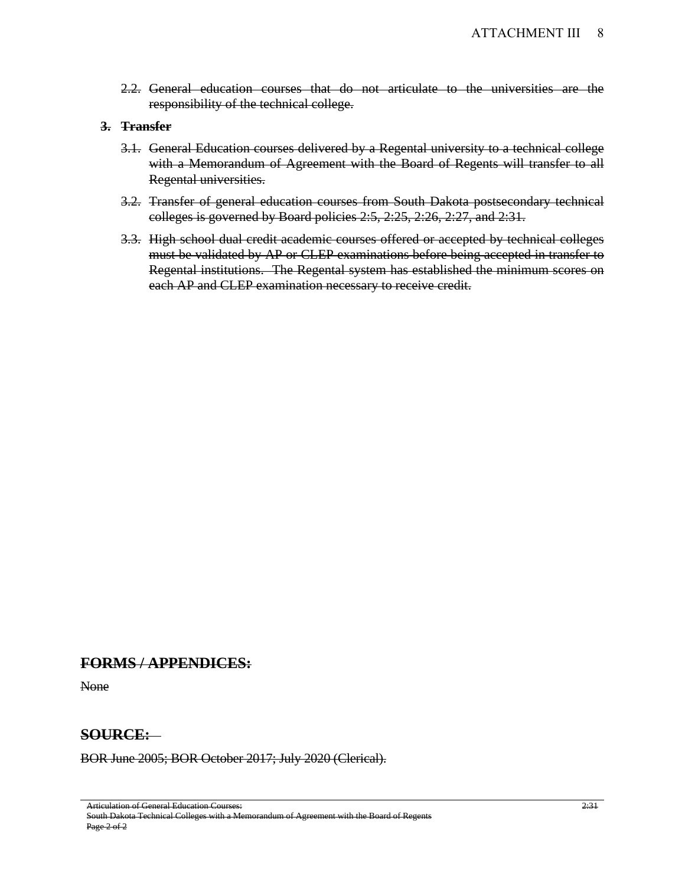2.2. ~~General education courses that do not articulate to the universities are the responsibility of the technical college.~~

**3. ~~Transfer~~**

3.1. ~~General Education courses delivered by a Regental university to a technical college with a Memorandum of Agreement with the Board of Regents will transfer to all Regental universities.~~

3.2. ~~Transfer of general education courses from South Dakota postsecondary technical colleges is governed by Board policies 2:5, 2:25, 2:26, 2:27, and 2:31.~~

3.3. ~~High school dual credit academic courses offered or accepted by technical colleges must be validated by AP or CLEP examinations before being accepted in transfer to Regental institutions. The Regental system has established the minimum scores on each AP and CLEP examination necessary to receive credit.~~

## ~~FORMS / APPENDICES:~~

~~None~~

## ~~SOURCE:~~

~~BOR June 2005; BOR October 2017; July 2020 (Clerical).~~